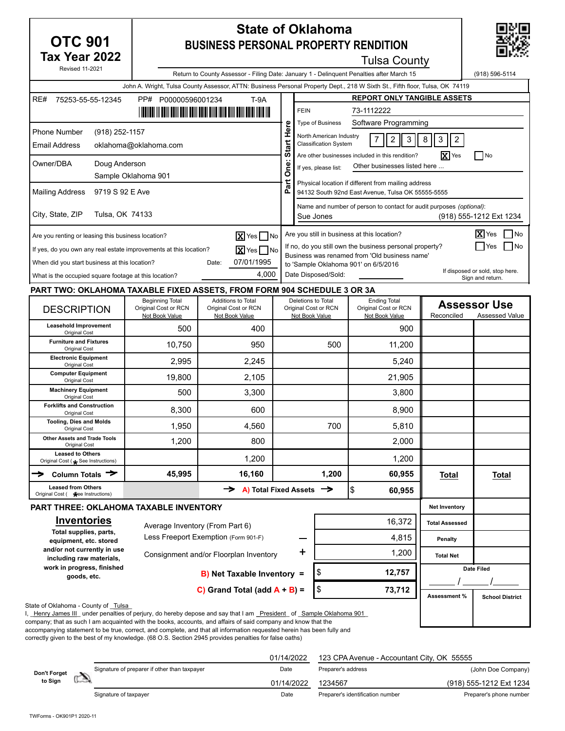# OTC 901
## Tax Year 2022

Revised 11-2021

# State of Oklahoma
## BUSINESS PERSONAL PROPERTY RENDITION

Tulsa County

Return to County Assessor - Filing Date: January 1 - Delinquent Penalties after March 15 | (918) 596-5114

John A. Wright, Tulsa County Assessor, ATTN: Business Personal Property Dept., 218 W Sixth St., Fifth floor, Tulsa, OK 74119

RE# 75253-55-55-12345 PP# P00000596001234 T-9A

Phone Number (918) 252-1157

Email Address oklahoma@oklahoma.com

Owner/DBA Doug Anderson
Sample Oklahoma 901

Mailing Address 9719 S 92 E Ave

City, State, ZIP Tulsa, OK 74133

**Part One: Start Here**

**REPORT ONLY TANGIBLE ASSETS**

FEIN 73-1112222

Type of Business Software Programming

North American Industry Classification System 7 2 3 8 3 2

Are other businesses included in this rendition? [X] Yes [ ] No

If yes, please list: Other businesses listed here ...

Physical location if different from mailing address
94132 South 92nd East Avenue, Tulsa OK 55555-5555

Name and number of person to contact for audit purposes *(optional)*:
Sue Jones (918) 555-1212 Ext 1234

Are you renting or leasing this business location? [X] Yes [ ] No

If yes, do you own any real estate improvements at this location? [X] Yes [ ] No

When did you start business at this location? Date: 07/01/1995

What is the occupied square footage at this location? 4,000

Are you still in business at this location? [X] Yes [ ] No

If no, do you still own the business personal property? [ ] Yes [ ] No

Business was renamed from 'Old business name' to 'Sample Oklahoma 901' on 6/5/2016

Date Disposed/Sold: ____________

If disposed or sold, stop here. Sign and return.

## PART TWO: OKLAHOMA TAXABLE FIXED ASSETS, FROM FORM 904 SCHEDULE 3 OR 3A

| DESCRIPTION | Beginning Total Original Cost or RCN Not Book Value | Additions to Total Original Cost or RCN Not Book Value | Deletions to Total Original Cost or RCN Not Book Value | Ending Total Original Cost or RCN Not Book Value | Assessor Use Reconciled | Assessor Use Assessed Value |
|---|---|---|---|---|---|---|
| **Leasehold Improvement** Original Cost | 500 | 400 | | 900 | | |
| **Furniture and Fixtures** Original Cost | 10,750 | 950 | 500 | 11,200 | | |
| **Electronic Equipment** Original Cost | 2,995 | 2,245 | | 5,240 | | |
| **Computer Equipment** Original Cost | 19,800 | 2,105 | | 21,905 | | |
| **Machinery Equipment** Original Cost | 500 | 3,300 | | 3,800 | | |
| **Forklifts and Construction** Original Cost | 8,300 | 600 | | 8,900 | | |
| **Tooling, Dies and Molds** Original Cost | 1,950 | 4,560 | 700 | 5,810 | | |
| **Other Assets and Trade Tools** Original Cost | 1,200 | 800 | | 2,000 | | |
| **Leased to Others** Original Cost (* See Instructions) | | 1,200 | | 1,200 | | |
| → **Column Totals** → | **45,995** | **16,160** | **1,200** | **60,955** | **Total** | **Total** |
| **Leased from Others** Original Cost (* See Instructions) | | → **A) Total Fixed Assets** → | | $ **60,955** | | |

## PART THREE: OKLAHOMA TAXABLE INVENTORY

**Inventories**

**Total supplies, parts, equipment, etc. stored and/or not currently in use including raw materials, work in progress, finished goods, etc.**

| | | | |
|---|---|---|---|
| Average Inventory (From Part 6) | | 16,372 | |
| Less Freeport Exemption (Form 901-F) | — | 4,815 | |
| Consignment and/or Floorplan Inventory | + | 1,200 | |
| **B) Net Taxable Inventory =** | | $ **12,757** | |
| **C) Grand Total (add A + B) =** | | $ **73,712** | |

Assessor Use: Net Inventory | Total Assessed | Penalty | Total Net | Date Filed ____ / ____ / ____ | Assessment % | School District

State of Oklahoma - County of Tulsa

I, Henry James III under penalties of perjury, do hereby depose and say that I am President of Sample Oklahoma 901 company; that as such I am acquainted with the books, accounts, and affairs of said company and know that the accompanying statement to be true, correct, and complete, and that all information requested herein has been fully and correctly given to the best of my knowledge. (68 O.S. Section 2945 provides penalties for false oaths)

**Don't Forget to Sign**

| | Date | | |
|---|---|---|---|
| Signature of preparer if other than taxpayer | 01/14/2022 | 123 CPA Avenue - Accountant City, OK 55555 (Preparer's address) | (John Doe Company) |
| Signature of taxpayer | 01/14/2022 | 1234567 (Preparer's identification number) | (918) 555-1212 Ext 1234 (Preparer's phone number) |

TWForms - OK901P1 2020-11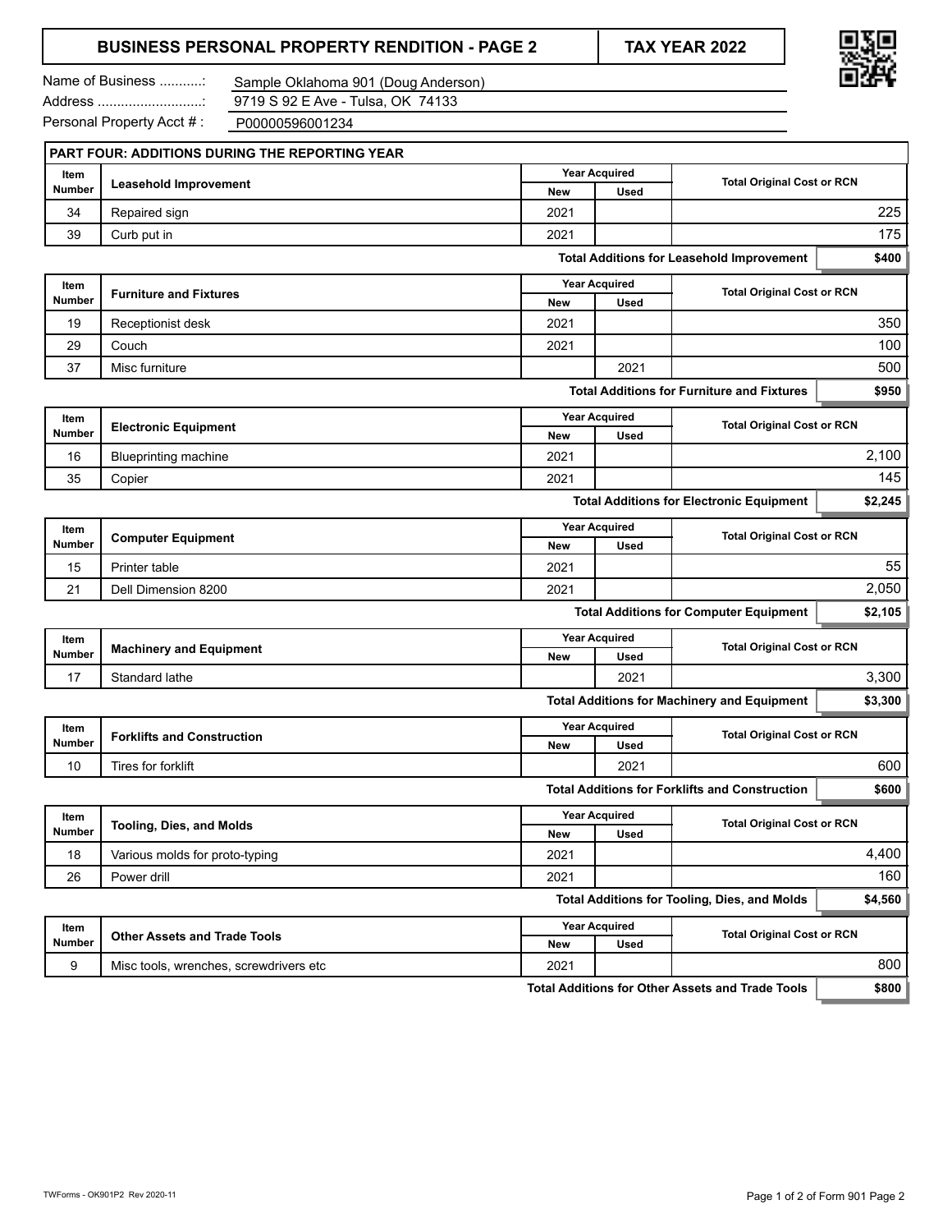# BUSINESS PERSONAL PROPERTY RENDITION - PAGE 2

**TAX YEAR 2022**

Name of Business ...........: Sample Oklahoma 901 (Doug Anderson)
Address ...........................: 9719 S 92 E Ave - Tulsa, OK 74133
Personal Property Acct # : P00000596001234

## PART FOUR: ADDITIONS DURING THE REPORTING YEAR

| Item Number | Leasehold Improvement | Year Acquired | | Total Original Cost or RCN |
|---|---|---|---|---|
| | | New | Used | |
| 34 | Repaired sign | 2021 | | 225 |
| 39 | Curb put in | 2021 | | 175 |
| | **Total Additions for Leasehold Improvement** | | | **$400** |

| Item Number | Furniture and Fixtures | Year Acquired | | Total Original Cost or RCN |
|---|---|---|---|---|
| | | New | Used | |
| 19 | Receptionist desk | 2021 | | 350 |
| 29 | Couch | 2021 | | 100 |
| 37 | Misc furniture | | 2021 | 500 |
| | **Total Additions for Furniture and Fixtures** | | | **$950** |

| Item Number | Electronic Equipment | Year Acquired | | Total Original Cost or RCN |
|---|---|---|---|---|
| | | New | Used | |
| 16 | Blueprinting machine | 2021 | | 2,100 |
| 35 | Copier | 2021 | | 145 |
| | **Total Additions for Electronic Equipment** | | | **$2,245** |

| Item Number | Computer Equipment | Year Acquired | | Total Original Cost or RCN |
|---|---|---|---|---|
| | | New | Used | |
| 15 | Printer table | 2021 | | 55 |
| 21 | Dell Dimension 8200 | 2021 | | 2,050 |
| | **Total Additions for Computer Equipment** | | | **$2,105** |

| Item Number | Machinery and Equipment | Year Acquired | | Total Original Cost or RCN |
|---|---|---|---|---|
| | | New | Used | |
| 17 | Standard lathe | | 2021 | 3,300 |
| | **Total Additions for Machinery and Equipment** | | | **$3,300** |

| Item Number | Forklifts and Construction | Year Acquired | | Total Original Cost or RCN |
|---|---|---|---|---|
| | | New | Used | |
| 10 | Tires for forklift | | 2021 | 600 |
| | **Total Additions for Forklifts and Construction** | | | **$600** |

| Item Number | Tooling, Dies, and Molds | Year Acquired | | Total Original Cost or RCN |
|---|---|---|---|---|
| | | New | Used | |
| 18 | Various molds for proto-typing | 2021 | | 4,400 |
| 26 | Power drill | 2021 | | 160 |
| | **Total Additions for Tooling, Dies, and Molds** | | | **$4,560** |

| Item Number | Other Assets and Trade Tools | Year Acquired | | Total Original Cost or RCN |
|---|---|---|---|---|
| | | New | Used | |
| 9 | Misc tools, wrenches, screwdrivers etc | 2021 | | 800 |
| | **Total Additions for Other Assets and Trade Tools** | | | **$800** |

TWForms - OK901P2 Rev 2020-11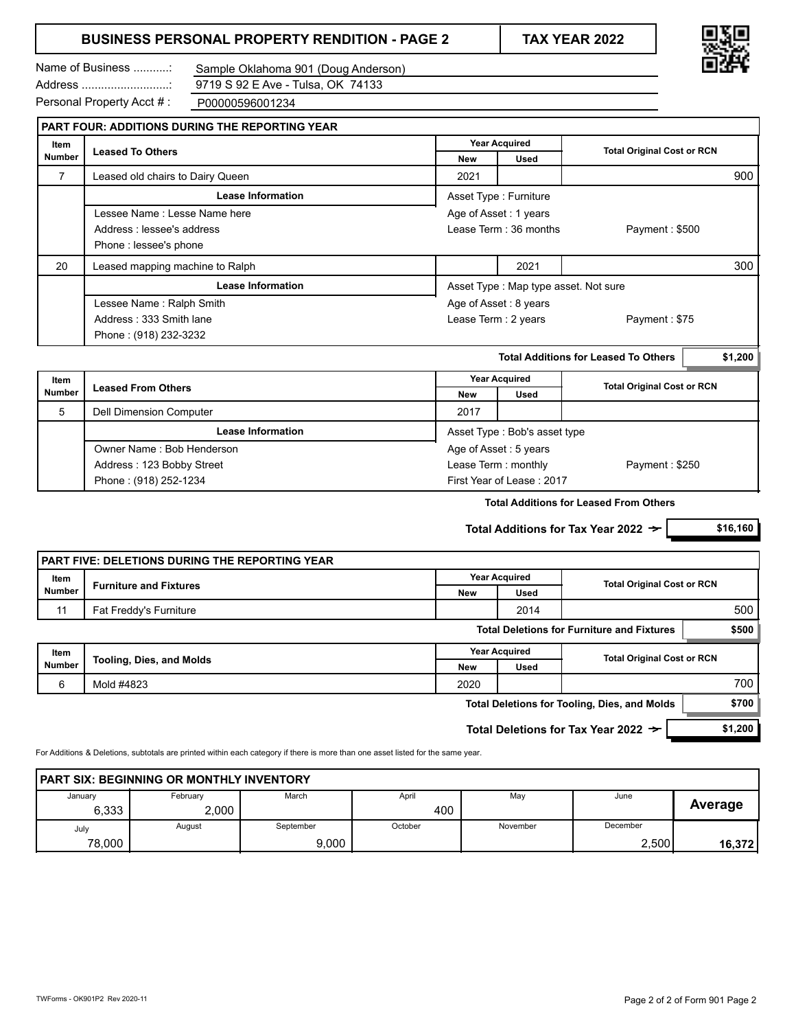# BUSINESS PERSONAL PROPERTY RENDITION - PAGE 2

**TAX YEAR 2022**

Name of Business ...........: Sample Oklahoma 901 (Doug Anderson)
Address ...........................: 9719 S 92 E Ave - Tulsa, OK 74133
Personal Property Acct # : P00000596001234

## PART FOUR: ADDITIONS DURING THE REPORTING YEAR

| Item Number | Leased To Others | Year Acquired | | Total Original Cost or RCN |
|---|---|---|---|---|
| | | New | Used | |
| 7 | Leased old chairs to Dairy Queen | 2021 | | 900 |
| | **Lease Information** | Asset Type : Furniture | | |
| | Lessee Name : Lesse Name here | Age of Asset : 1 years | | |
| | Address : lessee's address | Lease Term : 36 months | | Payment : $500 |
| | Phone : lessee's phone | | | |
| 20 | Leased mapping machine to Ralph | | 2021 | 300 |
| | **Lease Information** | Asset Type : Map type asset. Not sure | | |
| | Lessee Name : Ralph Smith | Age of Asset : 8 years | | |
| | Address : 333 Smith lane | Lease Term : 2 years | | Payment : $75 |
| | Phone : (918) 232-3232 | | | |

**Total Additions for Leased To Others** $1,200

| Item Number | Leased From Others | Year Acquired | | Total Original Cost or RCN |
|---|---|---|---|---|
| | | New | Used | |
| 5 | Dell Dimension Computer | 2017 | | |
| | **Lease Information** | Asset Type : Bob's asset type | | |
| | Owner Name : Bob Henderson | Age of Asset : 5 years | | |
| | Address : 123 Bobby Street | Lease Term : monthly | | Payment : $250 |
| | Phone : (918) 252-1234 | First Year of Lease : 2017 | | |

**Total Additions for Leased From Others**

**Total Additions for Tax Year 2022 →** $16,160

## PART FIVE: DELETIONS DURING THE REPORTING YEAR

| Item Number | Furniture and Fixtures | Year Acquired | | Total Original Cost or RCN |
|---|---|---|---|---|
| | | New | Used | |
| 11 | Fat Freddy's Furniture | | 2014 | 500 |

**Total Deletions for Furniture and Fixtures** $500

| Item Number | Tooling, Dies, and Molds | Year Acquired | | Total Original Cost or RCN |
|---|---|---|---|---|
| | | New | Used | |
| 6 | Mold #4823 | 2020 | | 700 |

**Total Deletions for Tooling, Dies, and Molds** $700

**Total Deletions for Tax Year 2022 →** $1,200

For Additions & Deletions, subtotals are printed within each category if there is more than one asset listed for the same year.

## PART SIX: BEGINNING OR MONTHLY INVENTORY

| January | February | March | April | May | June | Average |
|---|---|---|---|---|---|---|
| 6,333 | 2,000 | | 400 | | | |
| **July** | **August** | **September** | **October** | **November** | **December** | |
| 78,000 | | 9,000 | | | 2,500 | 16,372 |

TWForms - OK901P2 Rev 2020-11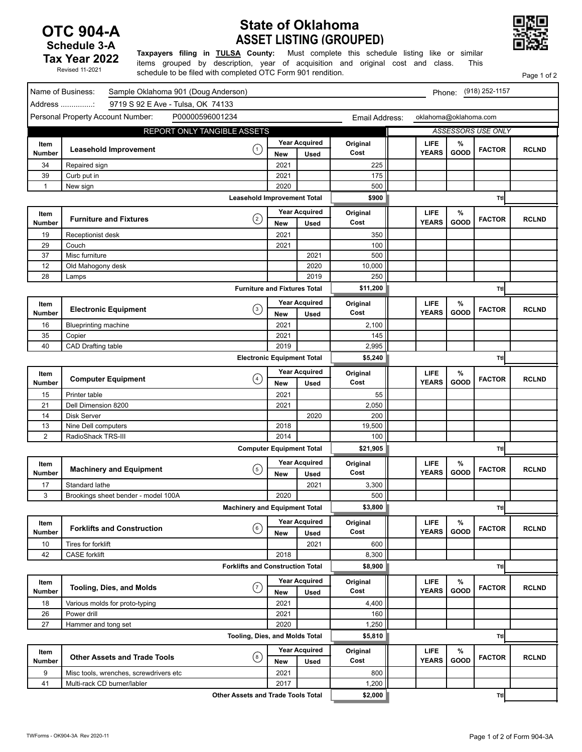# OTC 904-A
**Schedule 3-A**
**Tax Year 2022**
Revised 11-2021

# State of Oklahoma
## ASSET LISTING (GROUPED)

**Taxpayers filing in TULSA County:** Must complete this schedule listing like or similar items grouped by description, year of acquisition and original cost and class. This schedule to be filed with completed OTC Form 901 rendition.

Page 1 of 2

Name of Business: Sample Oklahoma 901 (Doug Anderson) Phone: (918) 252-1157

Address ...............: 9719 S 92 E Ave - Tulsa, OK 74133

Personal Property Account Number: P00000596001234 Email Address: oklahoma@oklahoma.com

REPORT ONLY TANGIBLE ASSETS — *ASSESSORS USE ONLY*

| Item Number | Leasehold Improvement (1) | Year Acquired New | Year Acquired Used | Original Cost | LIFE YEARS | % GOOD | FACTOR | RCLND |
|---|---|---|---|---|---|---|---|---|
| 34 | Repaired sign | 2021 | | 225 | | | | |
| 39 | Curb put in | 2021 | | 175 | | | | |
| 1 | New sign | 2020 | | 500 | | | | |
| | **Leasehold Improvement Total** | | | **$900** | | | Ttl | |

| Item Number | Furniture and Fixtures (2) | Year Acquired New | Year Acquired Used | Original Cost | LIFE YEARS | % GOOD | FACTOR | RCLND |
|---|---|---|---|---|---|---|---|---|
| 19 | Receptionist desk | 2021 | | 350 | | | | |
| 29 | Couch | 2021 | | 100 | | | | |
| 37 | Misc furniture | | 2021 | 500 | | | | |
| 12 | Old Mahogony desk | | 2020 | 10,000 | | | | |
| 28 | Lamps | | 2019 | 250 | | | | |
| | **Furniture and Fixtures Total** | | | **$11,200** | | | Ttl | |

| Item Number | Electronic Equipment (3) | Year Acquired New | Year Acquired Used | Original Cost | LIFE YEARS | % GOOD | FACTOR | RCLND |
|---|---|---|---|---|---|---|---|---|
| 16 | Blueprinting machine | 2021 | | 2,100 | | | | |
| 35 | Copier | 2021 | | 145 | | | | |
| 40 | CAD Drafting table | 2019 | | 2,995 | | | | |
| | **Electronic Equipment Total** | | | **$5,240** | | | Ttl | |

| Item Number | Computer Equipment (4) | Year Acquired New | Year Acquired Used | Original Cost | LIFE YEARS | % GOOD | FACTOR | RCLND |
|---|---|---|---|---|---|---|---|---|
| 15 | Printer table | 2021 | | 55 | | | | |
| 21 | Dell Dimension 8200 | 2021 | | 2,050 | | | | |
| 14 | Disk Server | | 2020 | 200 | | | | |
| 13 | Nine Dell computers | 2018 | | 19,500 | | | | |
| 2 | RadioShack TRS-III | 2014 | | 100 | | | | |
| | **Computer Equipment Total** | | | **$21,905** | | | Ttl | |

| Item Number | Machinery and Equipment (5) | Year Acquired New | Year Acquired Used | Original Cost | LIFE YEARS | % GOOD | FACTOR | RCLND |
|---|---|---|---|---|---|---|---|---|
| 17 | Standard lathe | | 2021 | 3,300 | | | | |
| 3 | Brookings sheet bender - model 100A | 2020 | | 500 | | | | |
| | **Machinery and Equipment Total** | | | **$3,800** | | | Ttl | |

| Item Number | Forklifts and Construction (6) | Year Acquired New | Year Acquired Used | Original Cost | LIFE YEARS | % GOOD | FACTOR | RCLND |
|---|---|---|---|---|---|---|---|---|
| 10 | Tires for forklift | | 2021 | 600 | | | | |
| 42 | CASE forklift | 2018 | | 8,300 | | | | |
| | **Forklifts and Construction Total** | | | **$8,900** | | | Ttl | |

| Item Number | Tooling, Dies, and Molds (7) | Year Acquired New | Year Acquired Used | Original Cost | LIFE YEARS | % GOOD | FACTOR | RCLND |
|---|---|---|---|---|---|---|---|---|
| 18 | Various molds for proto-typing | 2021 | | 4,400 | | | | |
| 26 | Power drill | 2021 | | 160 | | | | |
| 27 | Hammer and tong set | 2020 | | 1,250 | | | | |
| | **Tooling, Dies, and Molds Total** | | | **$5,810** | | | Ttl | |

| Item Number | Other Assets and Trade Tools (8) | Year Acquired New | Year Acquired Used | Original Cost | LIFE YEARS | % GOOD | FACTOR | RCLND |
|---|---|---|---|---|---|---|---|---|
| 9 | Misc tools, wrenches, screwdrivers etc | 2021 | | 800 | | | | |
| 41 | Multi-rack CD burner/labler | 2017 | | 1,200 | | | | |
| | **Other Assets and Trade Tools Total** | | | **$2,000** | | | Ttl | |

TWForms - OK904-3A Rev 2020-11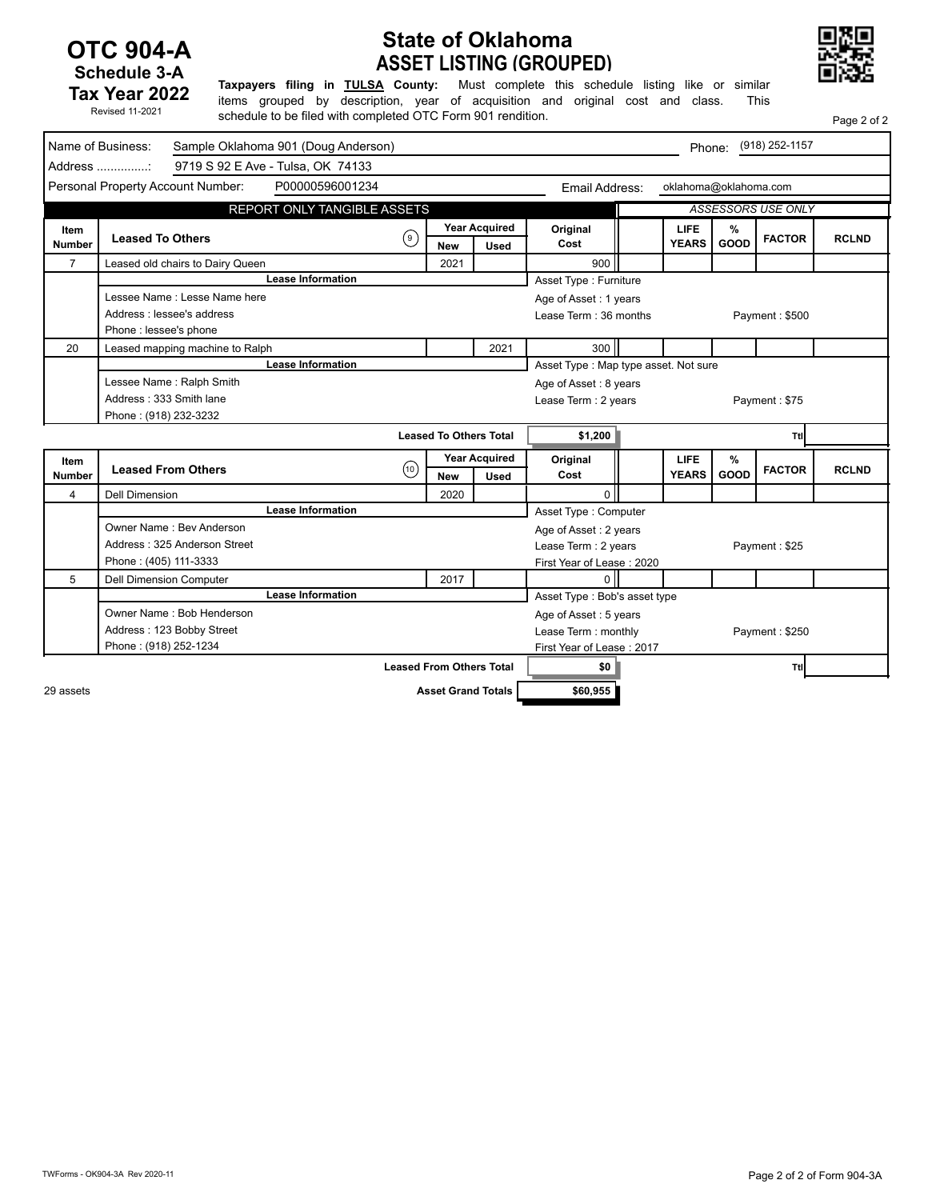**OTC 904-A**
**Schedule 3-A**
**Tax Year 2022**
Revised 11-2021

# State of Oklahoma
## ASSET LISTING (GROUPED)

**Taxpayers filing in TULSA County:** Must complete this schedule listing like or similar items grouped by description, year of acquisition and original cost and class. This schedule to be filed with completed OTC Form 901 rendition.

Name of Business: Sample Oklahoma 901 (Doug Anderson) Phone: (918) 252-1157

Address ...............: 9719 S 92 E Ave - Tulsa, OK 74133

Personal Property Account Number: P00000596001234 Email Address: oklahoma@oklahoma.com

REPORT ONLY TANGIBLE ASSETS — *ASSESSORS USE ONLY*

| Item Number | Leased To Others (9) | Year Acquired New | Year Acquired Used | Original Cost | | LIFE YEARS | % GOOD | FACTOR | RCLND |
|---|---|---|---|---|---|---|---|---|---|
| 7 | Leased old chairs to Dairy Queen | 2021 | | 900 | | | | | |
| | **Lease Information** — Lessee Name : Lesse Name here; Address : lessee's address; Phone : lessee's phone | | | Asset Type : Furniture; Age of Asset : 1 years; Lease Term : 36 months; Payment : $500 | | | | | |
| 20 | Leased mapping machine to Ralph | | 2021 | 300 | | | | | |
| | **Lease Information** — Lessee Name : Ralph Smith; Address : 333 Smith lane; Phone : (918) 232-3232 | | | Asset Type : Map type asset. Not sure; Age of Asset : 8 years; Lease Term : 2 years; Payment : $75 | | | | | |
| | **Leased To Others Total** | | | **$1,200** | | | | Ttl | |

| Item Number | Leased From Others (10) | Year Acquired New | Year Acquired Used | Original Cost | | LIFE YEARS | % GOOD | FACTOR | RCLND |
|---|---|---|---|---|---|---|---|---|---|
| 4 | Dell Dimension | 2020 | | 0 | | | | | |
| | **Lease Information** — Owner Name : Bev Anderson; Address : 325 Anderson Street; Phone : (405) 111-3333 | | | Asset Type : Computer; Age of Asset : 2 years; Lease Term : 2 years; Payment : $25; First Year of Lease : 2020 | | | | | |
| 5 | Dell Dimension Computer | 2017 | | 0 | | | | | |
| | **Lease Information** — Owner Name : Bob Henderson; Address : 123 Bobby Street; Phone : (918) 252-1234 | | | Asset Type : Bob's asset type; Age of Asset : 5 years; Lease Term : monthly; Payment : $250; First Year of Lease : 2017 | | | | | |
| | **Leased From Others Total** | | | **$0** | | | | Ttl | |

29 assets — **Asset Grand Totals** **$60,955**

TWForms - OK904-3A Rev 2020-11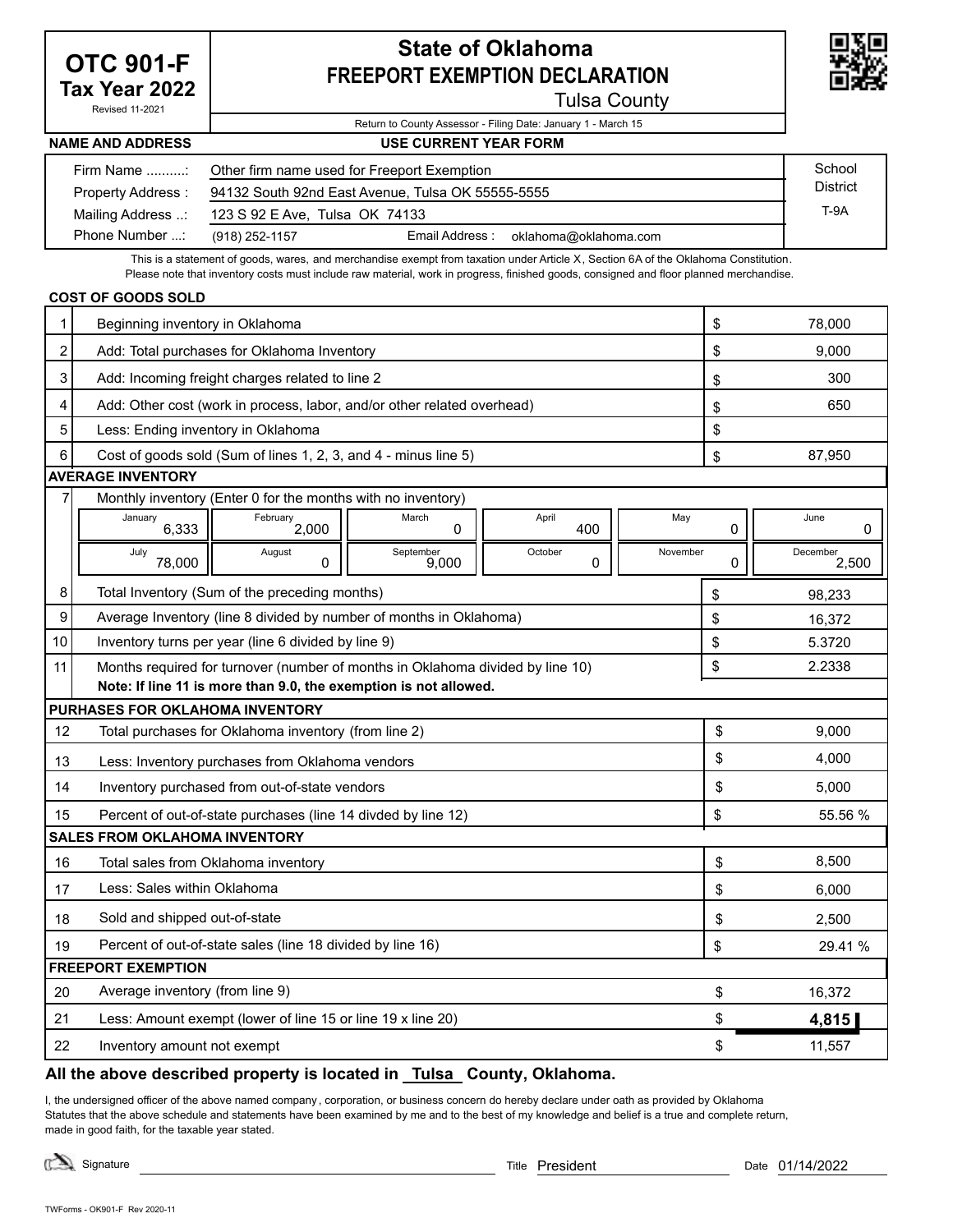# OTC 901-F Tax Year 2022

Revised 11-2021

## State of Oklahoma
## FREEPORT EXEMPTION DECLARATION

Tulsa County

Return to County Assessor - Filing Date: January 1 - March 15

**NAME AND ADDRESS** **USE CURRENT YEAR FORM**

| | | School District |
|---|---|---|
| Firm Name ..........: | Other firm name used for Freeport Exemption | T-9A |
| Property Address : | 94132 South 92nd East Avenue, Tulsa OK 55555-5555 | |
| Mailing Address ..: | 123 S 92 E Ave, Tulsa OK 74133 | |
| Phone Number ...: | (918) 252-1157 Email Address : oklahoma@oklahoma.com | |

This is a statement of goods, wares, and merchandise exempt from taxation under Article X, Section 6A of the Oklahoma Constitution. Please note that inventory costs must include raw material, work in progress, finished goods, consigned and floor planned merchandise.

**COST OF GOODS SOLD**

| | | | |
|---|---|---|---|
| 1 | Beginning inventory in Oklahoma | $ | 78,000 |
| 2 | Add: Total purchases for Oklahoma Inventory | $ | 9,000 |
| 3 | Add: Incoming freight charges related to line 2 | $ | 300 |
| 4 | Add: Other cost (work in process, labor, and/or other related overhead) | $ | 650 |
| 5 | Less: Ending inventory in Oklahoma | $ | |
| 6 | Cost of goods sold (Sum of lines 1, 2, 3, and 4 - minus line 5) | $ | 87,950 |

**AVERAGE INVENTORY**

7 Monthly inventory (Enter 0 for the months with no inventory)

| January | February | March | April | May | June |
|---|---|---|---|---|---|
| 6,333 | 2,000 | 0 | 400 | 0 | 0 |
| **July** | **August** | **September** | **October** | **November** | **December** |
| 78,000 | 0 | 9,000 | 0 | 0 | 2,500 |

| | | | |
|---|---|---|---|
| 8 | Total Inventory (Sum of the preceding months) | $ | 98,233 |
| 9 | Average Inventory (line 8 divided by number of months in Oklahoma) | $ | 16,372 |
| 10 | Inventory turns per year (line 6 divided by line 9) | $ | 5.3720 |
| 11 | Months required for turnover (number of months in Oklahoma divided by line 10)<br>**Note: If line 11 is more than 9.0, the exemption is not allowed.** | $ | 2.2338 |

**PURHASES FOR OKLAHOMA INVENTORY**

| | | | |
|---|---|---|---|
| 12 | Total purchases for Oklahoma inventory (from line 2) | $ | 9,000 |
| 13 | Less: Inventory purchases from Oklahoma vendors | $ | 4,000 |
| 14 | Inventory purchased from out-of-state vendors | $ | 5,000 |
| 15 | Percent of out-of-state purchases (line 14 divded by line 12) | $ | 55.56 % |

**SALES FROM OKLAHOMA INVENTORY**

| | | | |
|---|---|---|---|
| 16 | Total sales from Oklahoma inventory | $ | 8,500 |
| 17 | Less: Sales within Oklahoma | $ | 6,000 |
| 18 | Sold and shipped out-of-state | $ | 2,500 |
| 19 | Percent of out-of-state sales (line 18 divided by line 16) | $ | 29.41 % |

**FREEPORT EXEMPTION**

| | | | |
|---|---|---|---|
| 20 | Average inventory (from line 9) | $ | 16,372 |
| 21 | Less: Amount exempt (lower of line 15 or line 19 x line 20) | $ | **4,815** |
| 22 | Inventory amount not exempt | $ | 11,557 |

**All the above described property is located in Tulsa County, Oklahoma.**

I, the undersigned officer of the above named company, corporation, or business concern do hereby declare under oath as provided by Oklahoma Statutes that the above schedule and statements have been examined by me and to the best of my knowledge and belief is a true and complete return, made in good faith, for the taxable year stated.

Signature ____________________ Title President Date 01/14/2022

TWForms - OK901-F Rev 2020-11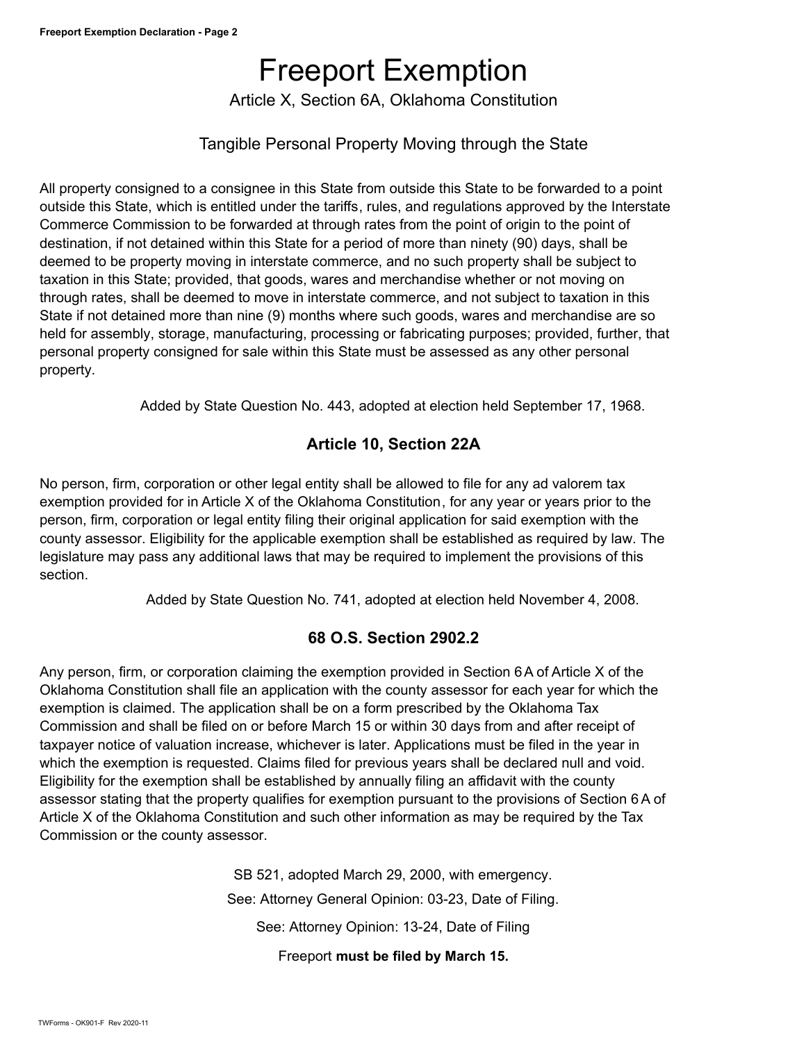# Freeport Exemption

Article X, Section 6A, Oklahoma Constitution

Tangible Personal Property Moving through the State

All property consigned to a consignee in this State from outside this State to be forwarded to a point outside this State, which is entitled under the tariffs, rules, and regulations approved by the Interstate Commerce Commission to be forwarded at through rates from the point of origin to the point of destination, if not detained within this State for a period of more than ninety (90) days, shall be deemed to be property moving in interstate commerce, and no such property shall be subject to taxation in this State; provided, that goods, wares and merchandise whether or not moving on through rates, shall be deemed to move in interstate commerce, and not subject to taxation in this State if not detained more than nine (9) months where such goods, wares and merchandise are so held for assembly, storage, manufacturing, processing or fabricating purposes; provided, further, that personal property consigned for sale within this State must be assessed as any other personal property.

Added by State Question No. 443, adopted at election held September 17, 1968.

## Article 10, Section 22A

No person, firm, corporation or other legal entity shall be allowed to file for any ad valorem tax exemption provided for in Article X of the Oklahoma Constitution, for any year or years prior to the person, firm, corporation or legal entity filing their original application for said exemption with the county assessor. Eligibility for the applicable exemption shall be established as required by law. The legislature may pass any additional laws that may be required to implement the provisions of this section.

Added by State Question No. 741, adopted at election held November 4, 2008.

## 68 O.S. Section 2902.2

Any person, firm, or corporation claiming the exemption provided in Section 6A of Article X of the Oklahoma Constitution shall file an application with the county assessor for each year for which the exemption is claimed. The application shall be on a form prescribed by the Oklahoma Tax Commission and shall be filed on or before March 15 or within 30 days from and after receipt of taxpayer notice of valuation increase, whichever is later. Applications must be filed in the year in which the exemption is requested. Claims filed for previous years shall be declared null and void. Eligibility for the exemption shall be established by annually filing an affidavit with the county assessor stating that the property qualifies for exemption pursuant to the provisions of Section 6A of Article X of the Oklahoma Constitution and such other information as may be required by the Tax Commission or the county assessor.

SB 521, adopted March 29, 2000, with emergency.

See: Attorney General Opinion: 03-23, Date of Filing.

See: Attorney Opinion: 13-24, Date of Filing

Freeport **must be filed by March 15.**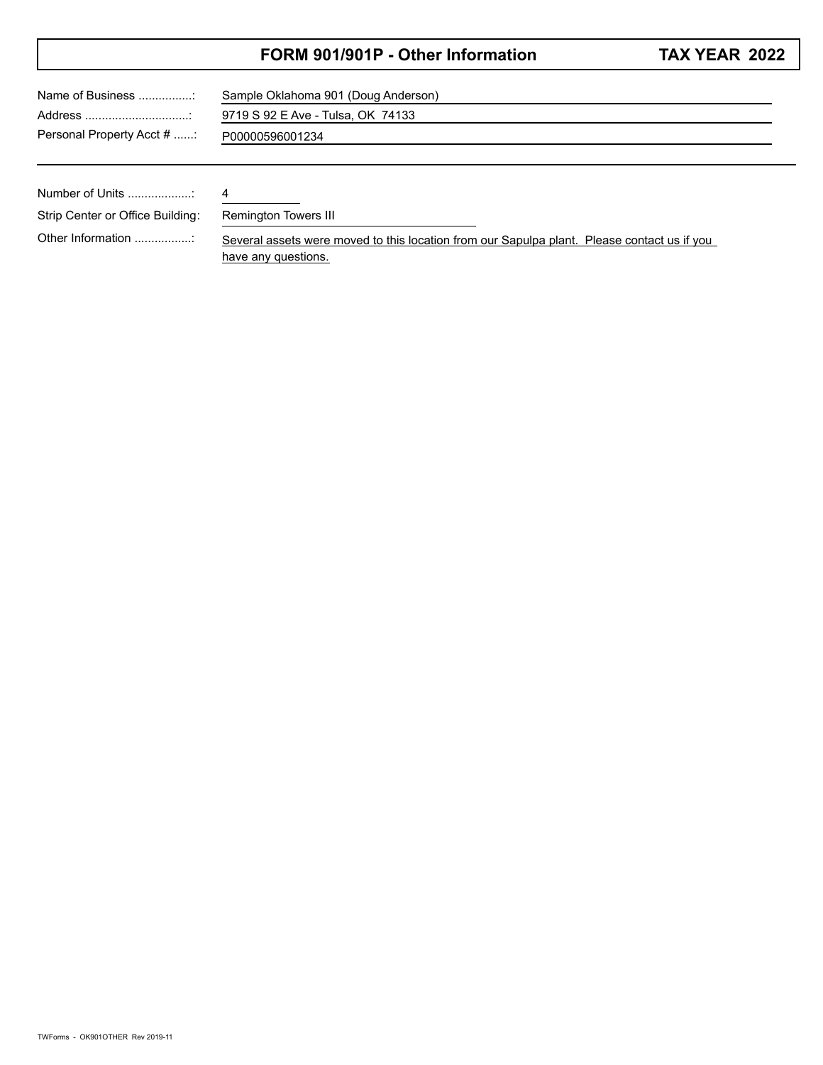# FORM 901/901P - Other Information

**TAX YEAR 2022**

| | |
|---|---|
| Name of Business ................: | Sample Oklahoma 901 (Doug Anderson) |
| Address ...............................: | 9719 S 92 E Ave - Tulsa, OK 74133 |
| Personal Property Acct # ......: | P00000596001234 |

| | |
|---|---|
| Number of Units ...................: | 4 |
| Strip Center or Office Building: | Remington Towers III |
| Other Information .................: | Several assets were moved to this location from our Sapulpa plant. Please contact us if you have any questions. |

TWForms - OK901OTHER Rev 2019-11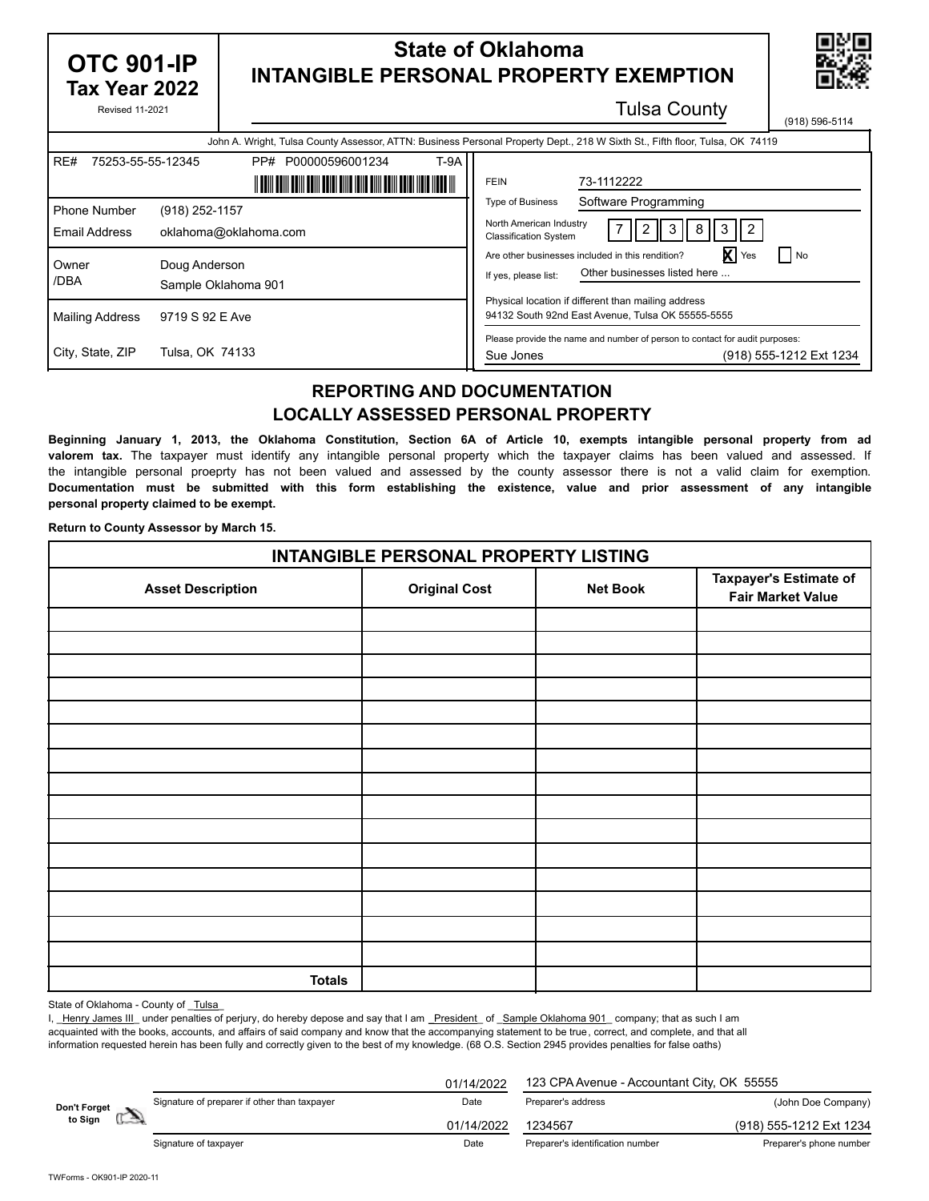**OTC 901-IP**
**Tax Year 2022**
Revised 11-2021

# State of Oklahoma
## INTANGIBLE PERSONAL PROPERTY EXEMPTION

Tulsa County

(918) 596-5114

John A. Wright, Tulsa County Assessor, ATTN: Business Personal Property Dept., 218 W Sixth St., Fifth floor, Tulsa, OK 74119

| | |
|---|---|
| RE# | 75253-55-55-12345 |
| PP# | P00000596001234 |
| | T-9A |
| Phone Number | (918) 252-1157 |
| Email Address | oklahoma@oklahoma.com |
| Owner /DBA | Doug Anderson<br>Sample Oklahoma 901 |
| Mailing Address | 9719 S 92 E Ave |
| City, State, ZIP | Tulsa, OK 74133 |

| | |
|---|---|
| FEIN | 73-1112222 |
| Type of Business | Software Programming |
| North American Industry Classification System | 7 2 3 8 3 2 |
| Are other businesses included in this rendition? | [X] Yes [ ] No |
| If yes, please list: | Other businesses listed here ... |
| Physical location if different than mailing address | 94132 South 92nd East Avenue, Tulsa OK 55555-5555 |
| Please provide the name and number of person to contact for audit purposes: | Sue Jones (918) 555-1212 Ext 1234 |

## REPORTING AND DOCUMENTATION
## LOCALLY ASSESSED PERSONAL PROPERTY

**Beginning January 1, 2013, the Oklahoma Constitution, Section 6A of Article 10, exempts intangible personal property from ad valorem tax.** The taxpayer must identify any intangible personal property which the taxpayer claims has been valued and assessed. If the intangible personal proeprty has not been valued and assessed by the county assessor there is not a valid claim for exemption. **Documentation must be submitted with this form establishing the existence, value and prior assessment of any intangible personal property claimed to be exempt.**

**Return to County Assessor by March 15.**

| INTANGIBLE PERSONAL PROPERTY LISTING | | | |
|---|---|---|---|
| **Asset Description** | **Original Cost** | **Net Book** | **Taxpayer's Estimate of Fair Market Value** |
| | | | |
| | | | |
| | | | |
| | | | |
| | | | |
| | | | |
| | | | |
| | | | |
| | | | |
| | | | |
| | | | |
| | | | |
| | | | |
| | | | |
| | | | |
| **Totals** | | | |

State of Oklahoma - County of Tulsa

I, Henry James III under penalties of perjury, do hereby depose and say that I am President of Sample Oklahoma 901 company; that as such I am acquainted with the books, accounts, and affairs of said company and know that the accompanying statement to be true, correct, and complete, and that all information requested herein has been fully and correctly given to the best of my knowledge. (68 O.S. Section 2945 provides penalties for false oaths)

**Don't Forget to Sign**

| | | | |
|---|---|---|---|
| | 01/14/2022 | 123 CPA Avenue - Accountant City, OK 55555 | (John Doe Company) |
| Signature of preparer if other than taxpayer | Date | Preparer's address | |
| | 01/14/2022 | 1234567 | (918) 555-1212 Ext 1234 |
| Signature of taxpayer | Date | Preparer's identification number | Preparer's phone number |

TWForms - OK901-IP 2020-11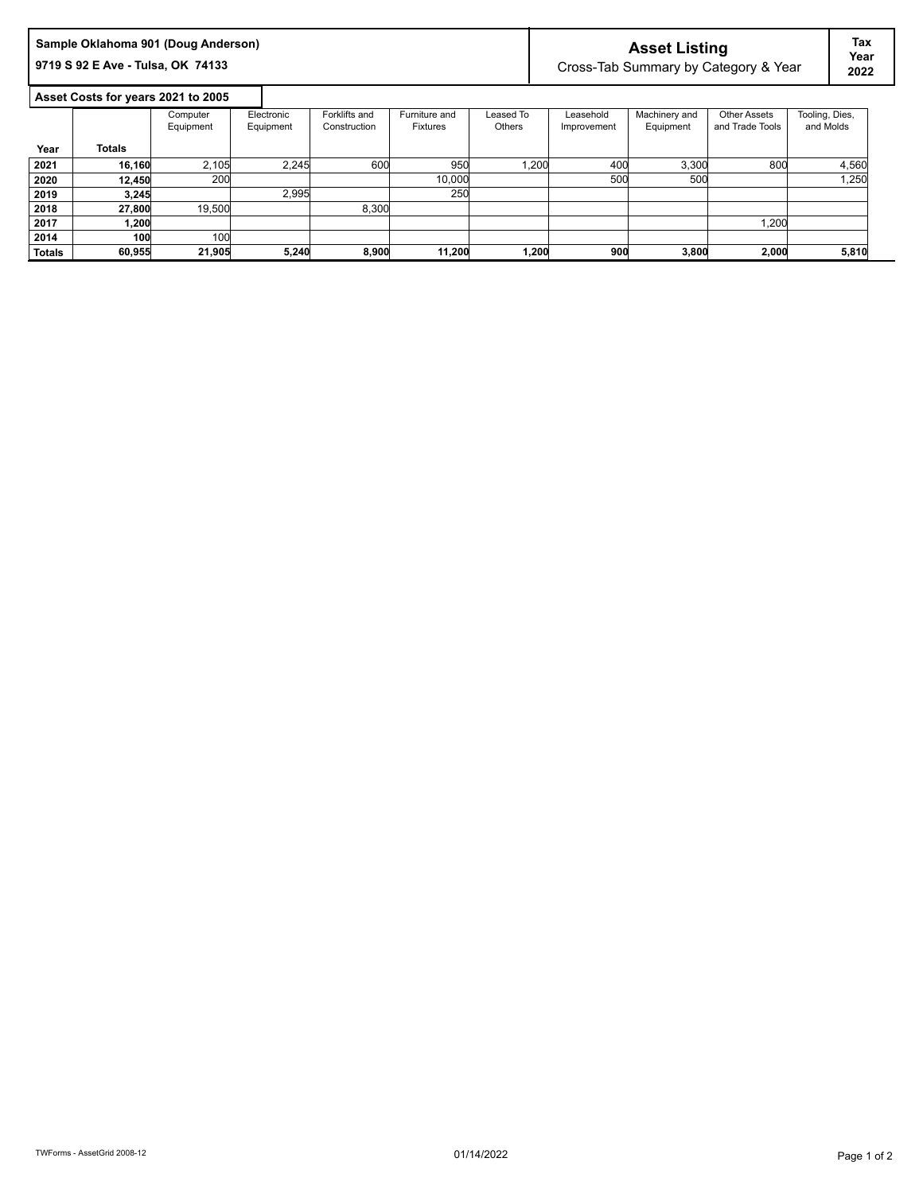**Sample Oklahoma 901 (Doug Anderson)**
**9719 S 92 E Ave - Tulsa, OK 74133**

## Asset Listing

Cross-Tab Summary by Category & Year

**Tax Year 2022**

**Asset Costs for years 2021 to 2005**

| Year | Totals | Computer Equipment | Electronic Equipment | Forklifts and Construction | Furniture and Fixtures | Leased To Others | Leasehold Improvement | Machinery and Equipment | Other Assets and Trade Tools | Tooling, Dies, and Molds |
|---|---|---|---|---|---|---|---|---|---|---|
| **2021** | **16,160** | 2,105 | 2,245 | 600 | 950 | 1,200 | 400 | 3,300 | 800 | 4,560 |
| **2020** | **12,450** | 200 | | | 10,000 | | 500 | 500 | | 1,250 |
| **2019** | **3,245** | | 2,995 | | 250 | | | | | |
| **2018** | **27,800** | 19,500 | | 8,300 | | | | | | |
| **2017** | **1,200** | | | | | | | | 1,200 | |
| **2014** | **100** | 100 | | | | | | | | |
| **Totals** | **60,955** | **21,905** | **5,240** | **8,900** | **11,200** | **1,200** | **900** | **3,800** | **2,000** | **5,810** |

TWForms - AssetGrid 2008-12

01/14/2022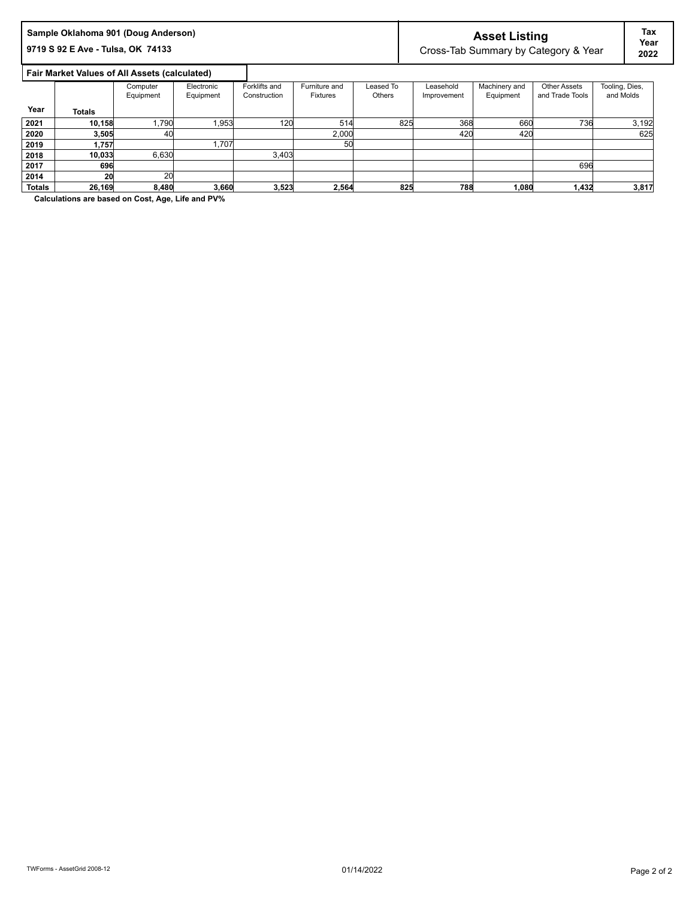**Sample Oklahoma 901 (Doug Anderson)**

**9719 S 92 E Ave - Tulsa, OK 74133**

## Asset Listing

Cross-Tab Summary by Category & Year

**Tax Year 2022**

**Fair Market Values of All Assets (calculated)**

| Year | Totals | Computer Equipment | Electronic Equipment | Forklifts and Construction | Furniture and Fixtures | Leased To Others | Leasehold Improvement | Machinery and Equipment | Other Assets and Trade Tools | Tooling, Dies, and Molds |
|---|---|---|---|---|---|---|---|---|---|---|
| **2021** | **10,158** | 1,790 | 1,953 | 120 | 514 | 825 | 368 | 660 | 736 | 3,192 |
| **2020** | **3,505** | 40 | | | 2,000 | | 420 | 420 | | 625 |
| **2019** | **1,757** | | 1,707 | | 50 | | | | | |
| **2018** | **10,033** | 6,630 | | 3,403 | | | | | | |
| **2017** | **696** | | | | | | | | 696 | |
| **2014** | **20** | 20 | | | | | | | | |
| **Totals** | **26,169** | **8,480** | **3,660** | **3,523** | **2,564** | **825** | **788** | **1,080** | **1,432** | **3,817** |

**Calculations are based on Cost, Age, Life and PV%**

TWForms - AssetGrid 2008-12 01/14/2022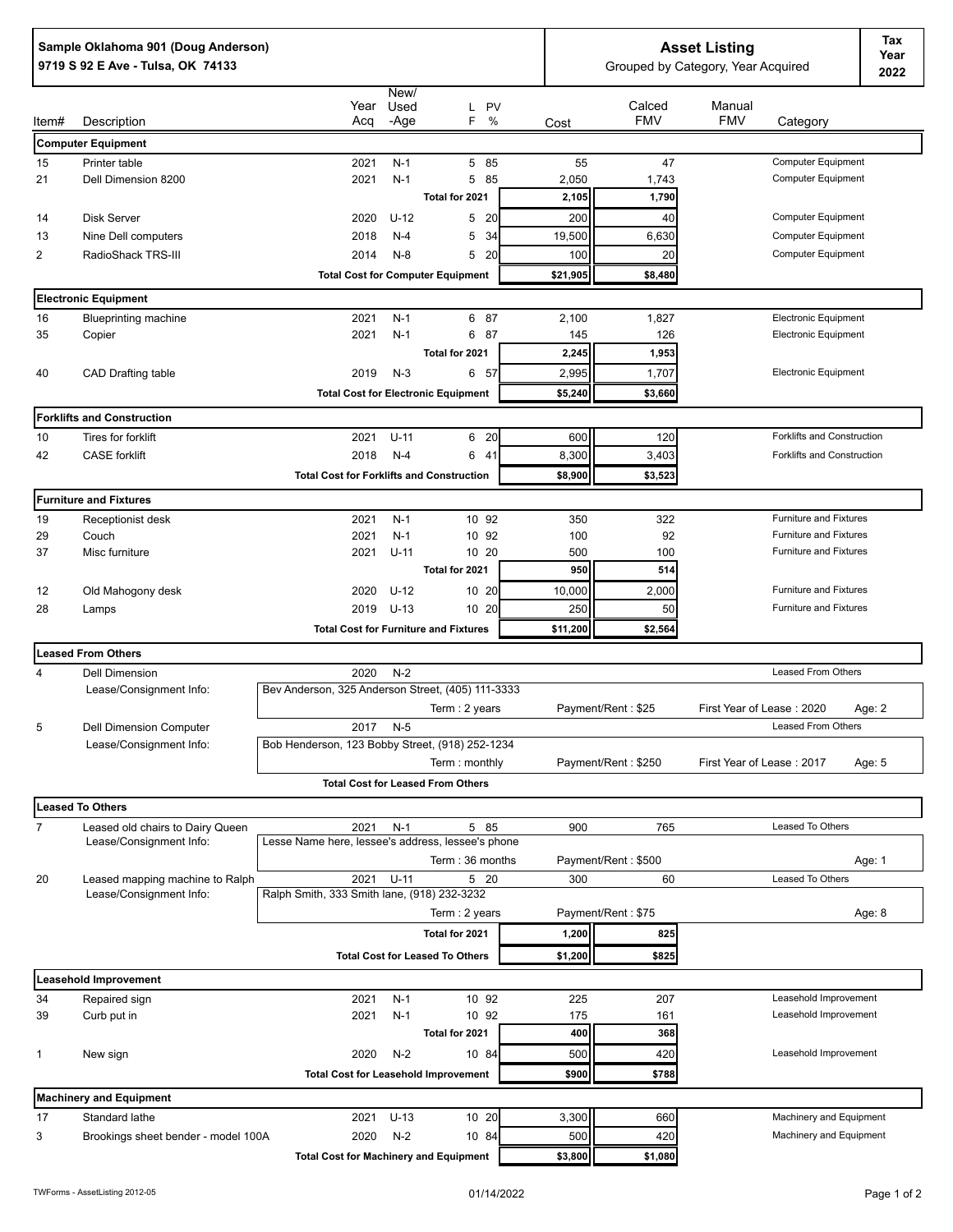**Sample Oklahoma 901 (Doug Anderson)**
**9719 S 92 E Ave - Tulsa, OK 74133**

# Asset Listing

Grouped by Category, Year Acquired

**Tax Year 2022**

| Item# | Description | Year Acq | New/ Used -Age | L F | PV % | Cost | Calced FMV | Manual FMV | Category |
|---|---|---|---|---|---|---|---|---|---|
| **Computer Equipment** | | | | | | | | | |
| 15 | Printer table | 2021 | N-1 | 5 | 85 | 55 | 47 | | Computer Equipment |
| 21 | Dell Dimension 8200 | 2021 | N-1 | 5 | 85 | 2,050 | 1,743 | | Computer Equipment |
| | | | | **Total for 2021** | | **2,105** | **1,790** | | |
| 14 | Disk Server | 2020 | U-12 | 5 | 20 | 200 | 40 | | Computer Equipment |
| 13 | Nine Dell computers | 2018 | N-4 | 5 | 34 | 19,500 | 6,630 | | Computer Equipment |
| 2 | RadioShack TRS-III | 2014 | N-8 | 5 | 20 | 100 | 20 | | Computer Equipment |
| | | **Total Cost for Computer Equipment** | | | | **$21,905** | **$8,480** | | |
| **Electronic Equipment** | | | | | | | | | |
| 16 | Blueprinting machine | 2021 | N-1 | 6 | 87 | 2,100 | 1,827 | | Electronic Equipment |
| 35 | Copier | 2021 | N-1 | 6 | 87 | 145 | 126 | | Electronic Equipment |
| | | | | **Total for 2021** | | **2,245** | **1,953** | | |
| 40 | CAD Drafting table | 2019 | N-3 | 6 | 57 | 2,995 | 1,707 | | Electronic Equipment |
| | | **Total Cost for Electronic Equipment** | | | | **$5,240** | **$3,660** | | |
| **Forklifts and Construction** | | | | | | | | | |
| 10 | Tires for forklift | 2021 | U-11 | 6 | 20 | 600 | 120 | | Forklifts and Construction |
| 42 | CASE forklift | 2018 | N-4 | 6 | 41 | 8,300 | 3,403 | | Forklifts and Construction |
| | | **Total Cost for Forklifts and Construction** | | | | **$8,900** | **$3,523** | | |
| **Furniture and Fixtures** | | | | | | | | | |
| 19 | Receptionist desk | 2021 | N-1 | 10 | 92 | 350 | 322 | | Furniture and Fixtures |
| 29 | Couch | 2021 | N-1 | 10 | 92 | 100 | 92 | | Furniture and Fixtures |
| 37 | Misc furniture | 2021 | U-11 | 10 | 20 | 500 | 100 | | Furniture and Fixtures |
| | | | | **Total for 2021** | | **950** | **514** | | |
| 12 | Old Mahogony desk | 2020 | U-12 | 10 | 20 | 10,000 | 2,000 | | Furniture and Fixtures |
| 28 | Lamps | 2019 | U-13 | 10 | 20 | 250 | 50 | | Furniture and Fixtures |
| | | **Total Cost for Furniture and Fixtures** | | | | **$11,200** | **$2,564** | | |
| **Leased From Others** | | | | | | | | | |
| 4 | Dell Dimension | 2020 | N-2 | | | | | | Leased From Others |
| | Lease/Consignment Info: | Bev Anderson, 325 Anderson Street, (405) 111-3333 | | | | | | | |
| | | | | Term : 2 years | | Payment/Rent : $25 | | First Year of Lease : 2020 | Age: 2 |
| 5 | Dell Dimension Computer | 2017 | N-5 | | | | | | Leased From Others |
| | Lease/Consignment Info: | Bob Henderson, 123 Bobby Street, (918) 252-1234 | | | | | | | |
| | | | | Term : monthly | | Payment/Rent : $250 | | First Year of Lease : 2017 | Age: 5 |
| | | **Total Cost for Leased From Others** | | | | | | | |
| **Leased To Others** | | | | | | | | | |
| 7 | Leased old chairs to Dairy Queen | 2021 | N-1 | 5 | 85 | 900 | 765 | | Leased To Others |
| | Lease/Consignment Info: | Lesse Name here, lessee's address, lessee's phone | | | | | | | |
| | | | | Term : 36 months | | Payment/Rent : $500 | | | Age: 1 |
| 20 | Leased mapping machine to Ralph | 2021 | U-11 | 5 | 20 | 300 | 60 | | Leased To Others |
| | Lease/Consignment Info: | Ralph Smith, 333 Smith lane, (918) 232-3232 | | | | | | | |
| | | | | Term : 2 years | | Payment/Rent : $75 | | | Age: 8 |
| | | | | **Total for 2021** | | **1,200** | **825** | | |
| | | **Total Cost for Leased To Others** | | | | **$1,200** | **$825** | | |
| **Leasehold Improvement** | | | | | | | | | |
| 34 | Repaired sign | 2021 | N-1 | 10 | 92 | 225 | 207 | | Leasehold Improvement |
| 39 | Curb put in | 2021 | N-1 | 10 | 92 | 175 | 161 | | Leasehold Improvement |
| | | | | **Total for 2021** | | **400** | **368** | | |
| 1 | New sign | 2020 | N-2 | 10 | 84 | 500 | 420 | | Leasehold Improvement |
| | | **Total Cost for Leasehold Improvement** | | | | **$900** | **$788** | | |
| **Machinery and Equipment** | | | | | | | | | |
| 17 | Standard lathe | 2021 | U-13 | 10 | 20 | 3,300 | 660 | | Machinery and Equipment |
| 3 | Brookings sheet bender - model 100A | 2020 | N-2 | 10 | 84 | 500 | 420 | | Machinery and Equipment |
| | | **Total Cost for Machinery and Equipment** | | | | **$3,800** | **$1,080** | | |

TWForms - AssetListing 2012-05 01/14/2022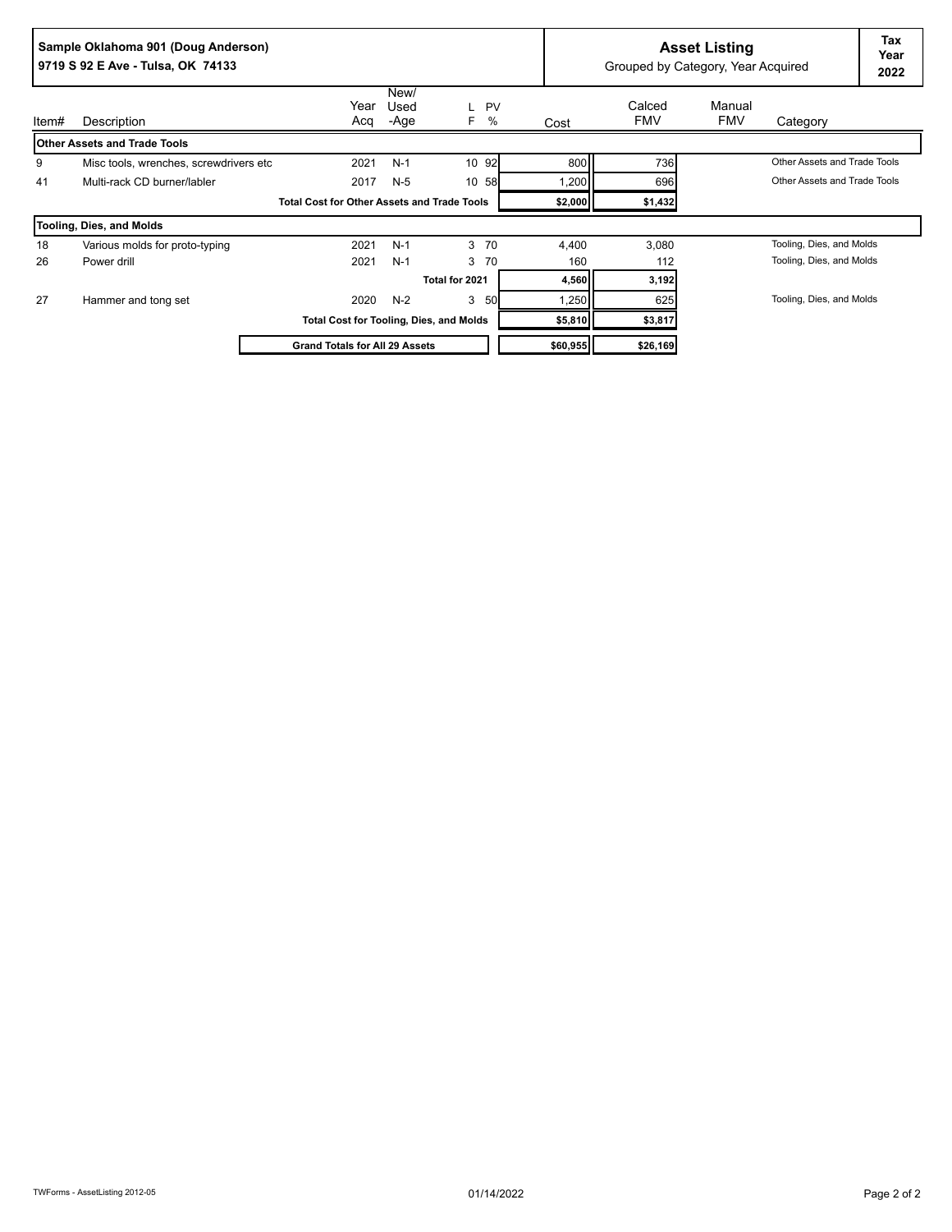**Sample Oklahoma 901 (Doug Anderson)**
**9719 S 92 E Ave - Tulsa, OK 74133**

## Asset Listing

Grouped by Category, Year Acquired

**Tax Year 2022**

| Item# | Description | Year Acq | New/ Used -Age | LF | PV % | Cost | Calced FMV | Manual FMV | Category |
|---|---|---|---|---|---|---|---|---|---|
| **Other Assets and Trade Tools** | | | | | | | | | |
| 9 | Misc tools, wrenches, screwdrivers etc | 2021 | N-1 | 10 | 92 | 800 | 736 | | Other Assets and Trade Tools |
| 41 | Multi-rack CD burner/labler | 2017 | N-5 | 10 | 58 | 1,200 | 696 | | Other Assets and Trade Tools |
| | **Total Cost for Other Assets and Trade Tools** | | | | | **$2,000** | **$1,432** | | |
| **Tooling, Dies, and Molds** | | | | | | | | | |
| 18 | Various molds for proto-typing | 2021 | N-1 | 3 | 70 | 4,400 | 3,080 | | Tooling, Dies, and Molds |
| 26 | Power drill | 2021 | N-1 | 3 | 70 | 160 | 112 | | Tooling, Dies, and Molds |
| | **Total for 2021** | | | | | **4,560** | **3,192** | | |
| 27 | Hammer and tong set | 2020 | N-2 | 3 | 50 | 1,250 | 625 | | Tooling, Dies, and Molds |
| | **Total Cost for Tooling, Dies, and Molds** | | | | | **$5,810** | **$3,817** | | |
| | **Grand Totals for All 29 Assets** | | | | | **$60,955** | **$26,169** | | |

TWForms - AssetListing 2012-05 01/14/2022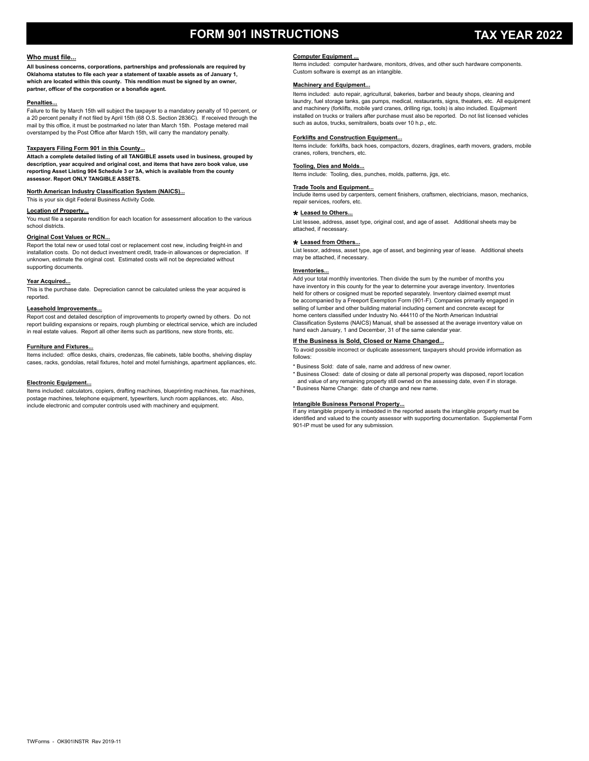# FORM 901 INSTRUCTIONS

## TAX YEAR 2022

### Who must file...

**All business concerns, corporations, partnerships and professionals are required by Oklahoma statutes to file each year a statement of taxable assets as of January 1, which are located within this county. This rendition must be signed by an owner, partner, officer of the corporation or a bonafide agent.**

### Penalties...

Failure to file by March 15th will subject the taxpayer to a mandatory penalty of 10 percent, or a 20 percent penalty if not filed by April 15th (68 O.S. Section 2836C). If received through the mail by this office, it must be postmarked no later than March 15th. Postage metered mail overstamped by the Post Office after March 15th, will carry the mandatory penalty.

### Taxpayers Filing Form 901 in this County...

**Attach a complete detailed listing of all TANGIBLE assets used in business, grouped by description, year acquired and original cost, and items that have zero book value, use reporting Asset Listing 904 Schedule 3 or 3A, which is available from the county assessor. Report ONLY TANGIBLE ASSETS.**

### North American Industry Classification System (NAICS)...

This is your six digit Federal Business Activity Code.

### Location of Property...

You must file a separate rendition for each location for assessment allocation to the various school districts.

### Original Cost Values or RCN...

Report the total new or used total cost or replacement cost new, including freight-in and installation costs. Do not deduct investment credit, trade-in allowances or depreciation. If unknown, estimate the original cost. Estimated costs will not be depreciated without supporting documents.

### Year Acquired...

This is the purchase date. Depreciation cannot be calculated unless the year acquired is reported.

### Leasehold Improvements...

Report cost and detailed description of improvements to property owned by others. Do not report building expansions or repairs, rough plumbing or electrical service, which are included in real estate values. Report all other items such as partitions, new store fronts, etc.

### Furniture and Fixtures...

Items included: office desks, chairs, credenzas, file cabinets, table booths, shelving display cases, racks, gondolas, retail fixtures, hotel and motel furnishings, apartment appliances, etc.

### Electronic Equipment...

Items included: calculators, copiers, drafting machines, blueprinting machines, fax machines, postage machines, telephone equipment, typewriters, lunch room appliances, etc. Also, include electronic and computer controls used with machinery and equipment.

### Computer Equipment ...

Items included: computer hardware, monitors, drives, and other such hardware components. Custom software is exempt as an intangible.

### Machinery and Equipment...

Items included: auto repair, agricultural, bakeries, barber and beauty shops, cleaning and laundry, fuel storage tanks, gas pumps, medical, restaurants, signs, theaters, etc. All equipment and machinery (forklifts, mobile yard cranes, drilling rigs, tools) is also included. Equipment installed on trucks or trailers after purchase must also be reported. Do not list licensed vehicles such as autos, trucks, semitrailers, boats over 10 h.p., etc.

### Forklifts and Construction Equipment...

Items include: forklifts, back hoes, compactors, dozers, draglines, earth movers, graders, mobile cranes, rollers, trenchers, etc.

### Tooling, Dies and Molds...

Items include: Tooling, dies, punches, molds, patterns, jigs, etc.

### Trade Tools and Equipment...

Include items used by carpenters, cement finishers, craftsmen, electricians, mason, mechanics, repair services, roofers, etc.

### * Leased to Others...

List lessee, address, asset type, original cost, and age of asset. Additional sheets may be attached, if necessary.

### * Leased from Others...

List lessor, address, asset type, age of asset, and beginning year of lease. Additional sheets may be attached, if necessary.

### Inventories...

Add your total monthly inventories. Then divide the sum by the number of months you have inventory in this county for the year to determine your average inventory. Inventories held for others or cosigned must be reported separately. Inventory claimed exempt must be accompanied by a Freeport Exemption Form (901-F). Companies primarily engaged in selling of lumber and other building material including cement and concrete except for home centers classified under Industry No. 444110 of the North American Industrial Classification Systems (NAICS) Manual, shall be assessed at the average inventory value on hand each January, 1 and December, 31 of the same calendar year.

### If the Business is Sold, Closed or Name Changed...

To avoid possible incorrect or duplicate assessment, taxpayers should provide information as follows:

* Business Sold: date of sale, name and address of new owner.
* Business Closed: date of closing or date all personal property was disposed, report location and value of any remaining property still owned on the assessing date, even if in storage.
* Business Name Change: date of change and new name.

### Intangible Business Personal Property...

If any intangible property is imbedded in the reported assets the intangible property must be identified and valued to the county assessor with supporting documentation. Supplemental Form 901-IP must be used for any submission.

TWForms - OK901INSTR Rev 2019-11